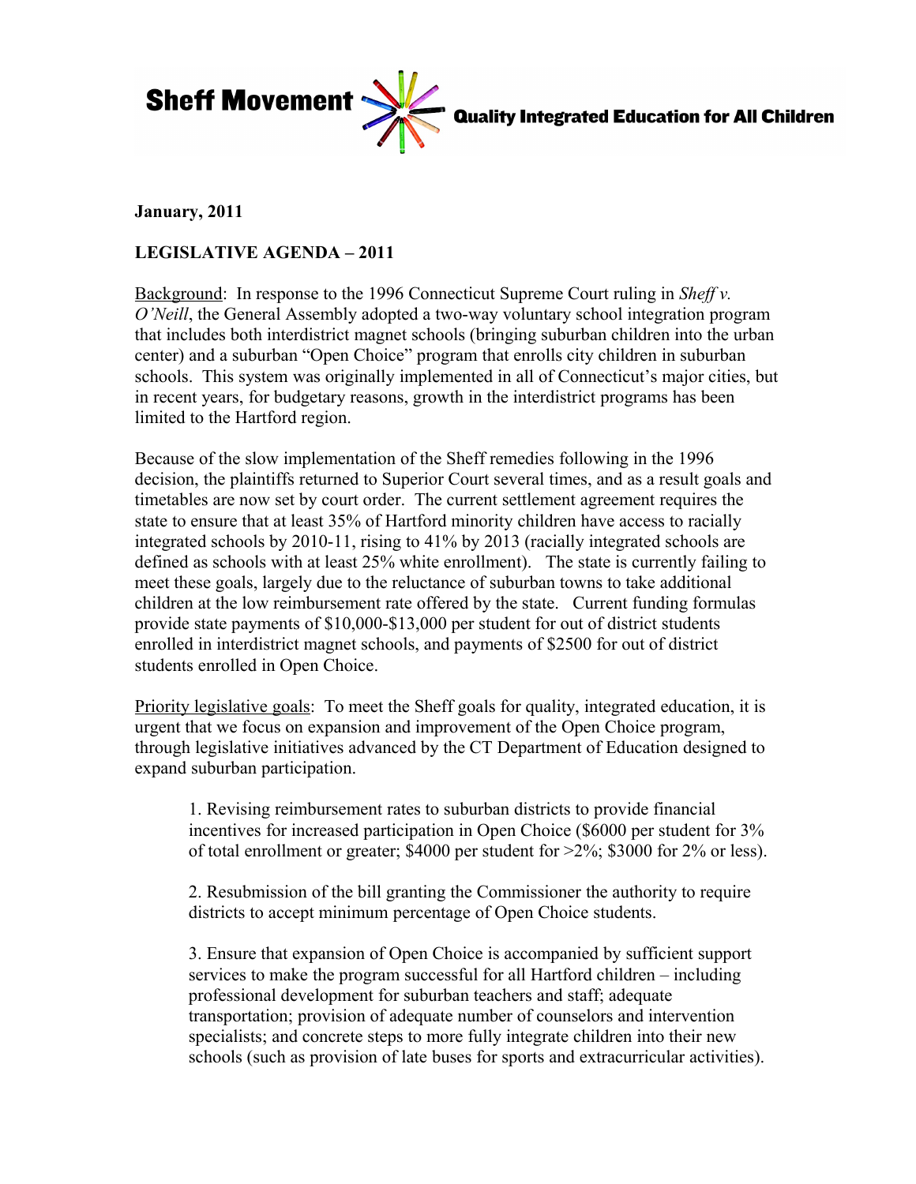**Sheff Movement** **Quality Integrated Education for All Children**

**January, 2011**

**LEGISLATIVE AGENDA – 2011**

Background: In response to the 1996 Connecticut Supreme Court ruling in *Sheff v. O'Neill*, the General Assembly adopted a two-way voluntary school integration program that includes both interdistrict magnet schools (bringing suburban children into the urban center) and a suburban "Open Choice" program that enrolls city children in suburban schools. This system was originally implemented in all of Connecticut's major cities, but in recent years, for budgetary reasons, growth in the interdistrict programs has been limited to the Hartford region.

Because of the slow implementation of the Sheff remedies following in the 1996 decision, the plaintiffs returned to Superior Court several times, and as a result goals and timetables are now set by court order. The current settlement agreement requires the state to ensure that at least 35% of Hartford minority children have access to racially integrated schools by 2010-11, rising to 41% by 2013 (racially integrated schools are defined as schools with at least 25% white enrollment). The state is currently failing to meet these goals, largely due to the reluctance of suburban towns to take additional children at the low reimbursement rate offered by the state. Current funding formulas provide state payments of $10,000-$13,000 per student for out of district students enrolled in interdistrict magnet schools, and payments of $2500 for out of district students enrolled in Open Choice.

Priority legislative goals: To meet the Sheff goals for quality, integrated education, it is urgent that we focus on expansion and improvement of the Open Choice program, through legislative initiatives advanced by the CT Department of Education designed to expand suburban participation.

1. Revising reimbursement rates to suburban districts to provide financial incentives for increased participation in Open Choice ($6000 per student for 3% of total enrollment or greater; $4000 per student for >2%; $3000 for 2% or less).

2. Resubmission of the bill granting the Commissioner the authority to require districts to accept minimum percentage of Open Choice students.

3. Ensure that expansion of Open Choice is accompanied by sufficient support services to make the program successful for all Hartford children – including professional development for suburban teachers and staff; adequate transportation; provision of adequate number of counselors and intervention specialists; and concrete steps to more fully integrate children into their new schools (such as provision of late buses for sports and extracurricular activities).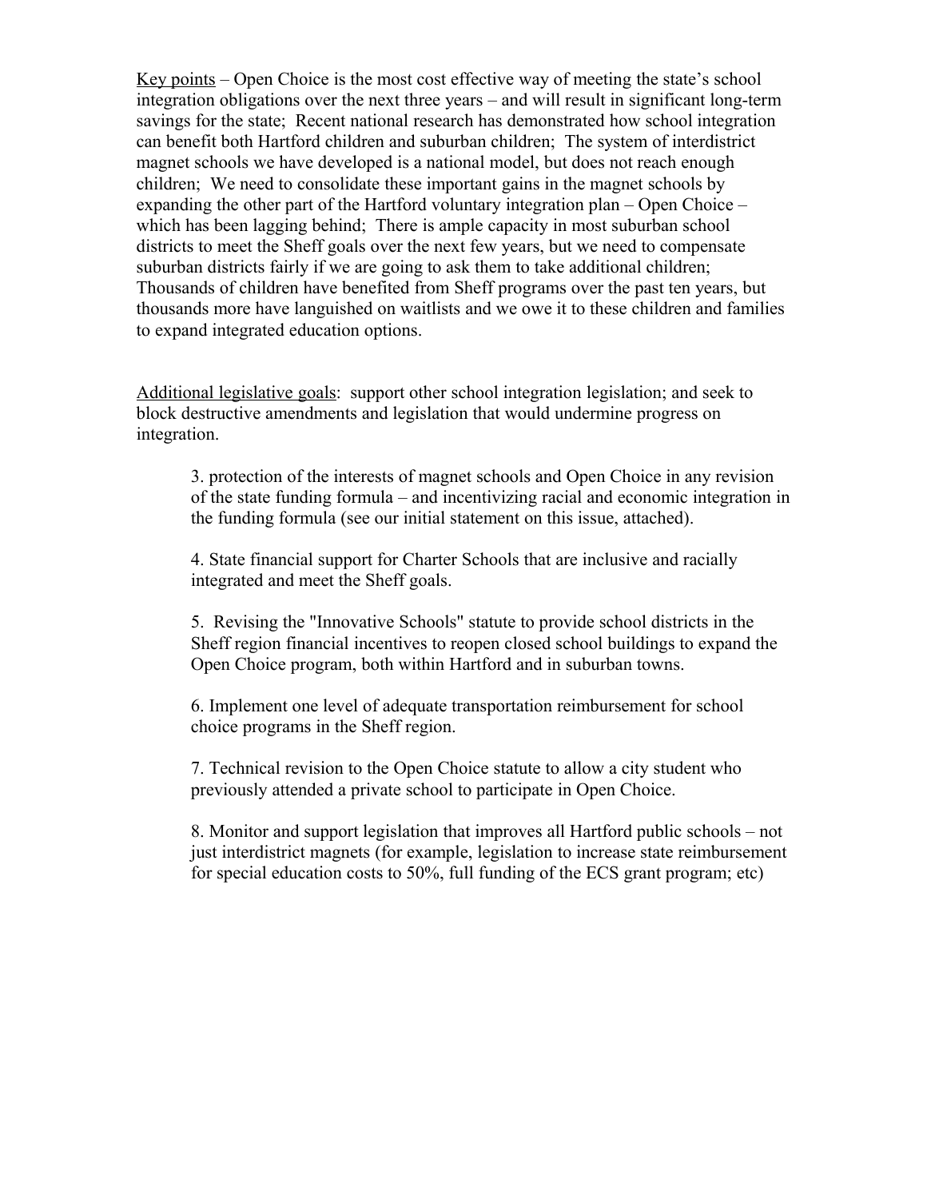<u>Key points</u> – Open Choice is the most cost effective way of meeting the state's school integration obligations over the next three years – and will result in significant long-term savings for the state; Recent national research has demonstrated how school integration can benefit both Hartford children and suburban children; The system of interdistrict magnet schools we have developed is a national model, but does not reach enough children; We need to consolidate these important gains in the magnet schools by expanding the other part of the Hartford voluntary integration plan – Open Choice – which has been lagging behind; There is ample capacity in most suburban school districts to meet the Sheff goals over the next few years, but we need to compensate suburban districts fairly if we are going to ask them to take additional children; Thousands of children have benefited from Sheff programs over the past ten years, but thousands more have languished on waitlists and we owe it to these children and families to expand integrated education options.

<u>Additional legislative goals</u>: support other school integration legislation; and seek to block destructive amendments and legislation that would undermine progress on integration.

3. protection of the interests of magnet schools and Open Choice in any revision of the state funding formula – and incentivizing racial and economic integration in the funding formula (see our initial statement on this issue, attached).

4. State financial support for Charter Schools that are inclusive and racially integrated and meet the Sheff goals.

5. Revising the "Innovative Schools" statute to provide school districts in the Sheff region financial incentives to reopen closed school buildings to expand the Open Choice program, both within Hartford and in suburban towns.

6. Implement one level of adequate transportation reimbursement for school choice programs in the Sheff region.

7. Technical revision to the Open Choice statute to allow a city student who previously attended a private school to participate in Open Choice.

8. Monitor and support legislation that improves all Hartford public schools – not just interdistrict magnets (for example, legislation to increase state reimbursement for special education costs to 50%, full funding of the ECS grant program; etc)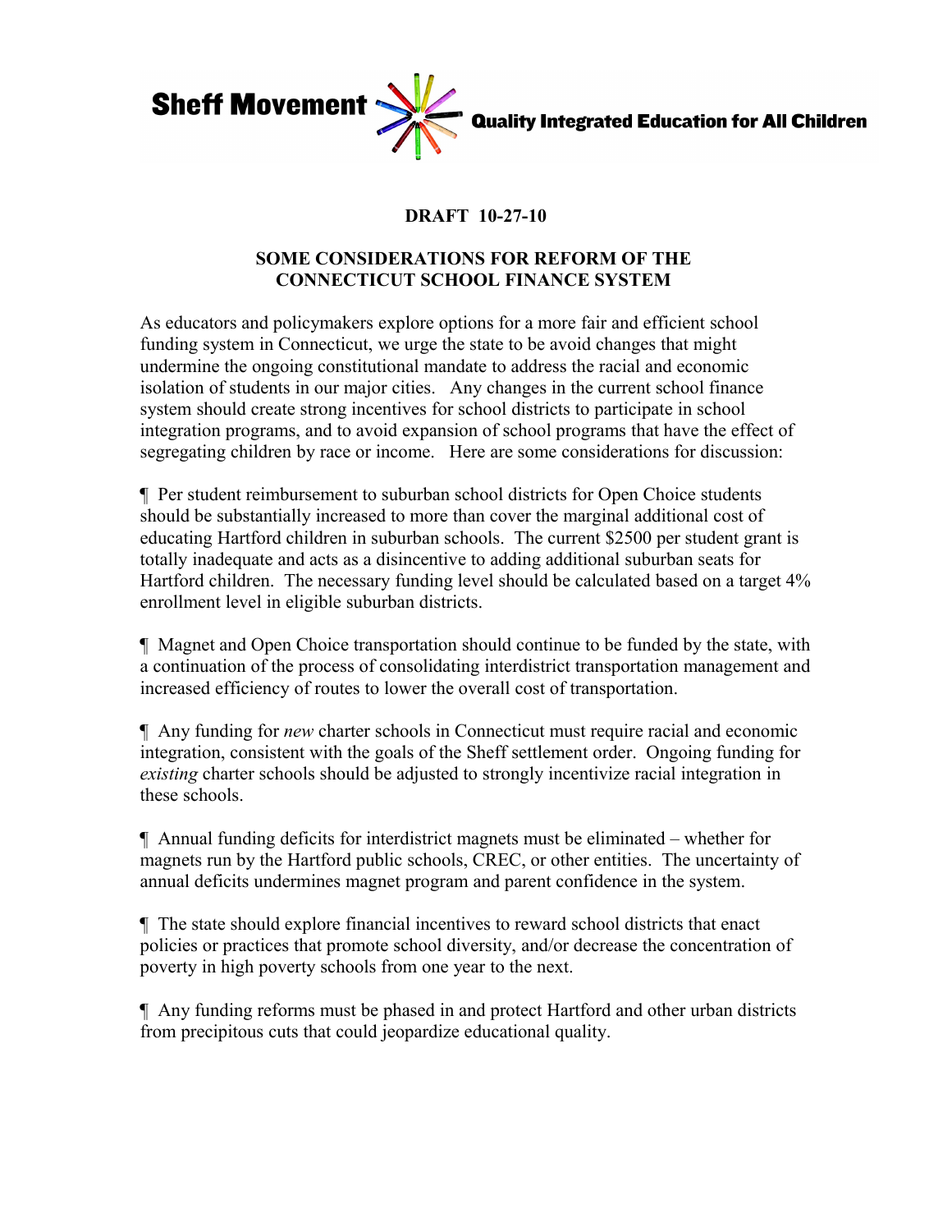**Sheff Movement** — **Quality Integrated Education for All Children**

**DRAFT 10-27-10**

**SOME CONSIDERATIONS FOR REFORM OF THE CONNECTICUT SCHOOL FINANCE SYSTEM**

As educators and policymakers explore options for a more fair and efficient school funding system in Connecticut, we urge the state to be avoid changes that might undermine the ongoing constitutional mandate to address the racial and economic isolation of students in our major cities. Any changes in the current school finance system should create strong incentives for school districts to participate in school integration programs, and to avoid expansion of school programs that have the effect of segregating children by race or income. Here are some considerations for discussion:

¶ Per student reimbursement to suburban school districts for Open Choice students should be substantially increased to more than cover the marginal additional cost of educating Hartford children in suburban schools. The current $2500 per student grant is totally inadequate and acts as a disincentive to adding additional suburban seats for Hartford children. The necessary funding level should be calculated based on a target 4% enrollment level in eligible suburban districts.

¶ Magnet and Open Choice transportation should continue to be funded by the state, with a continuation of the process of consolidating interdistrict transportation management and increased efficiency of routes to lower the overall cost of transportation.

¶ Any funding for *new* charter schools in Connecticut must require racial and economic integration, consistent with the goals of the Sheff settlement order. Ongoing funding for *existing* charter schools should be adjusted to strongly incentivize racial integration in these schools.

¶ Annual funding deficits for interdistrict magnets must be eliminated – whether for magnets run by the Hartford public schools, CREC, or other entities. The uncertainty of annual deficits undermines magnet program and parent confidence in the system.

¶ The state should explore financial incentives to reward school districts that enact policies or practices that promote school diversity, and/or decrease the concentration of poverty in high poverty schools from one year to the next.

¶ Any funding reforms must be phased in and protect Hartford and other urban districts from precipitous cuts that could jeopardize educational quality.